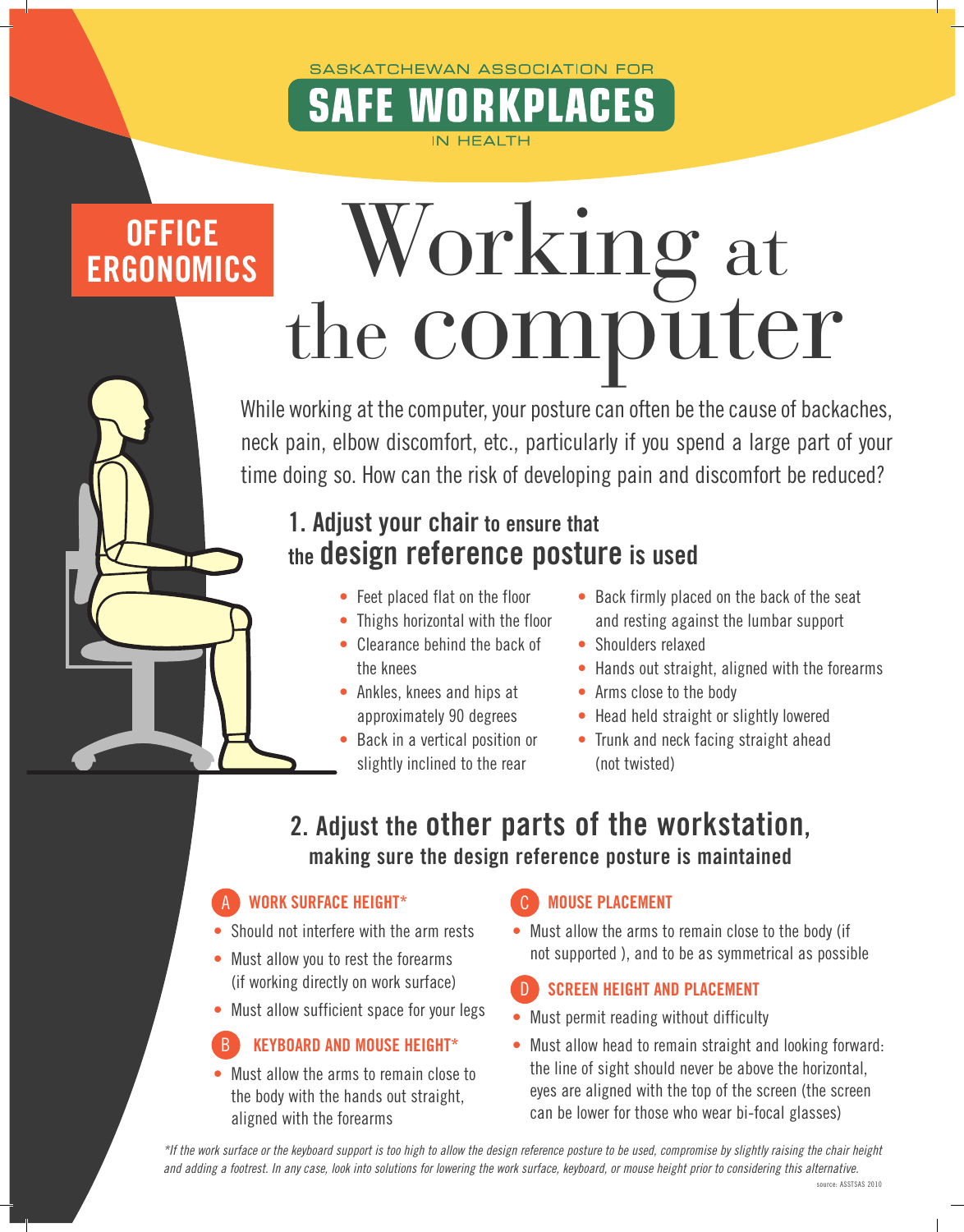SASKATCHEWAN ASSOCIATION FOR

**SAFE WORKPLACES**

IN HEALTH

**OFFICE ERGONOMICS**

# Working at the computer

While working at the computer, your posture can often be the cause of backaches, neck pain, elbow discomfort, etc., particularly if you spend a large part of your time doing so. How can the risk of developing pain and discomfort be reduced?

## 1. Adjust your chair to ensure that the design reference posture is used

- Feet placed flat on the floor
- Thighs horizontal with the floor
- Clearance behind the back of the knees
- Ankles, knees and hips at approximately 90 degrees
- Back in a vertical position or slightly inclined to the rear
- Back firmly placed on the back of the seat and resting against the lumbar support
- Shoulders relaxed
- Hands out straight, aligned with the forearms
- Arms close to the body
- Head held straight or slightly lowered
- Trunk and neck facing straight ahead (not twisted)

## 2. Adjust the other parts of the workstation, making sure the design reference posture is maintained

### A WORK SURFACE HEIGHT*

- Should not interfere with the arm rests
- Must allow you to rest the forearms (if working directly on work surface)
- Must allow sufficient space for your legs

### B KEYBOARD AND MOUSE HEIGHT*

- Must allow the arms to remain close to the body with the hands out straight, aligned with the forearms

### C MOUSE PLACEMENT

- Must allow the arms to remain close to the body (if not supported ), and to be as symmetrical as possible

### D SCREEN HEIGHT AND PLACEMENT

- Must permit reading without difficulty
- Must allow head to remain straight and looking forward: the line of sight should never be above the horizontal, eyes are aligned with the top of the screen (the screen can be lower for those who wear bi-focal glasses)

*\*If the work surface or the keyboard support is too high to allow the design reference posture to be used, compromise by slightly raising the chair height and adding a footrest. In any case, look into solutions for lowering the work surface, keyboard, or mouse height prior to considering this alternative.*

source: ASSTSAS 2010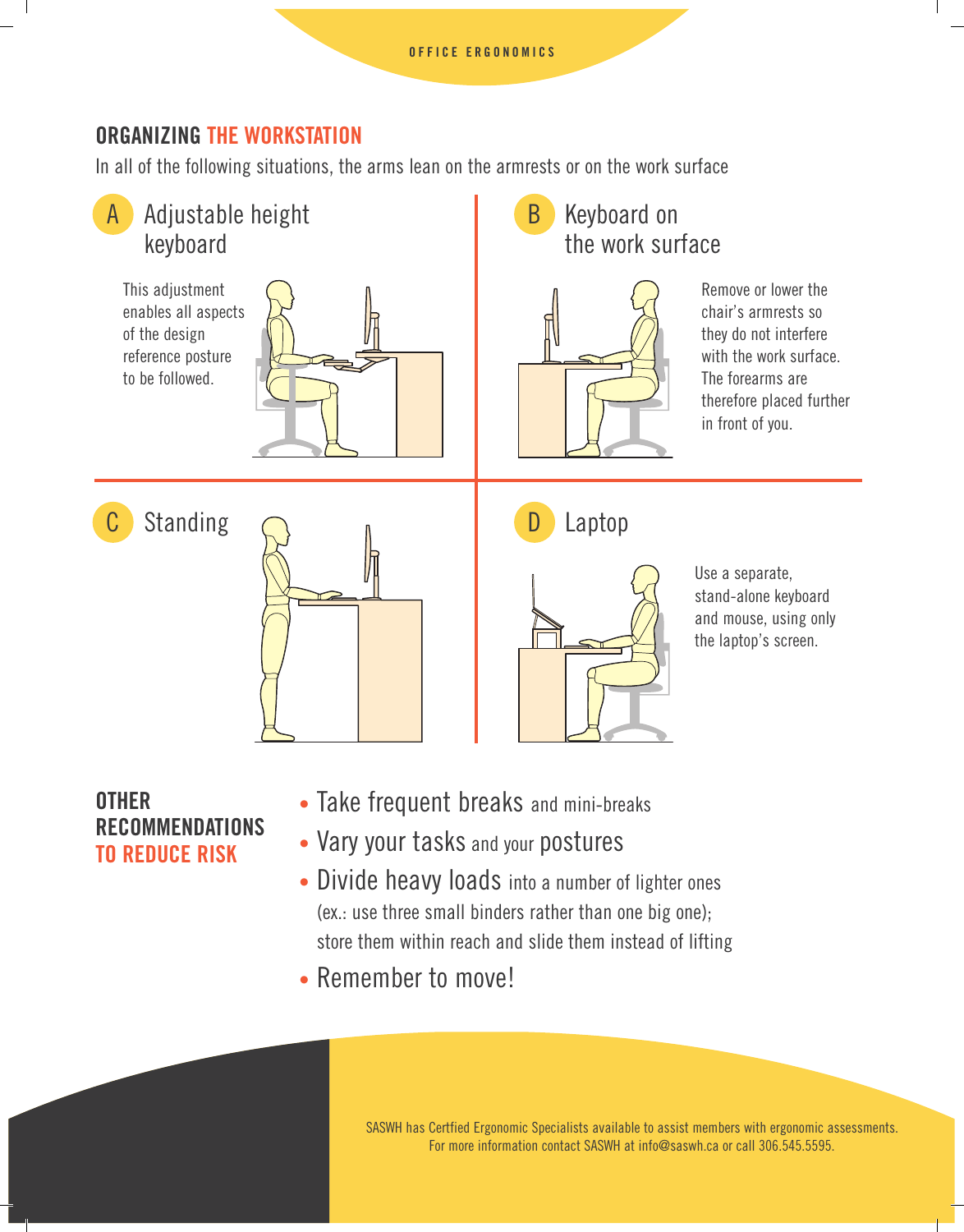## ORGANIZING THE WORKSTATION

In all of the following situations, the arms lean on the armrests or on the work surface

### A Adjustable height keyboard

This adjustment enables all aspects of the design reference posture to be followed.

### B Keyboard on the work surface

Remove or lower the chair's armrests so they do not interfere with the work surface. The forearms are therefore placed further in front of you.

### C Standing

### D Laptop

Use a separate, stand-alone keyboard and mouse, using only the laptop's screen.

## OTHER RECOMMENDATIONS TO REDUCE RISK

- Take frequent breaks and mini-breaks
- Vary your tasks and your postures
- Divide heavy loads into a number of lighter ones (ex.: use three small binders rather than one big one); store them within reach and slide them instead of lifting
- Remember to move!

SASWH has Certfied Ergonomic Specialists available to assist members with ergonomic assessments. For more information contact SASWH at info@saswh.ca or call 306.545.5595.